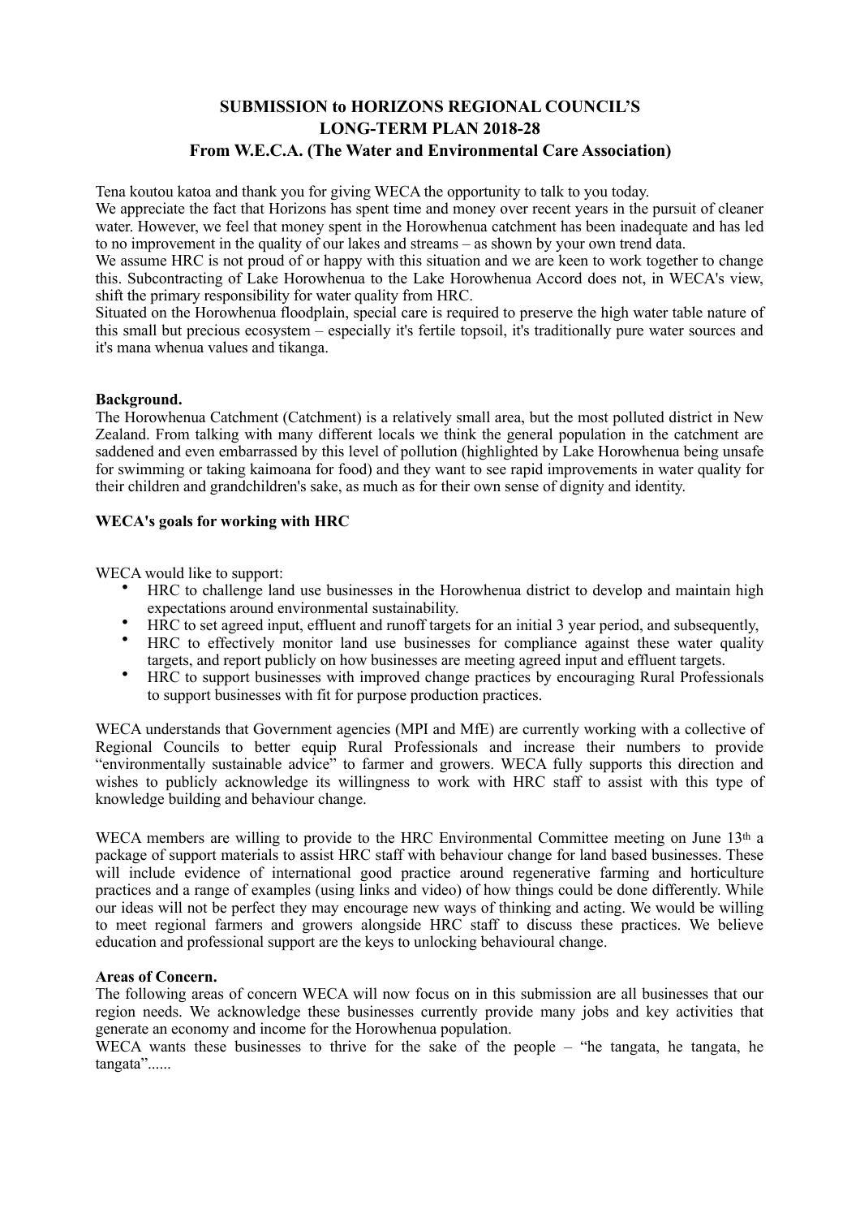# SUBMISSION to HORIZONS REGIONAL COUNCIL'S LONG-TERM PLAN 2018-28

## From W.E.C.A. (The Water and Environmental Care Association)

Tena koutou katoa and thank you for giving WECA the opportunity to talk to you today.
We appreciate the fact that Horizons has spent time and money over recent years in the pursuit of cleaner water. However, we feel that money spent in the Horowhenua catchment has been inadequate and has led to no improvement in the quality of our lakes and streams – as shown by your own trend data.
We assume HRC is not proud of or happy with this situation and we are keen to work together to change this. Subcontracting of Lake Horowhenua to the Lake Horowhenua Accord does not, in WECA's view, shift the primary responsibility for water quality from HRC.
Situated on the Horowhenua floodplain, special care is required to preserve the high water table nature of this small but precious ecosystem – especially it's fertile topsoil, it's traditionally pure water sources and it's mana whenua values and tikanga.

**Background.**
The Horowhenua Catchment (Catchment) is a relatively small area, but the most polluted district in New Zealand. From talking with many different locals we think the general population in the catchment are saddened and even embarrassed by this level of pollution (highlighted by Lake Horowhenua being unsafe for swimming or taking kaimoana for food) and they want to see rapid improvements in water quality for their children and grandchildren's sake, as much as for their own sense of dignity and identity.

**WECA's goals for working with HRC**

WECA would like to support:

- HRC to challenge land use businesses in the Horowhenua district to develop and maintain high expectations around environmental sustainability.
- HRC to set agreed input, effluent and runoff targets for an initial 3 year period, and subsequently,
- HRC to effectively monitor land use businesses for compliance against these water quality targets, and report publicly on how businesses are meeting agreed input and effluent targets.
- HRC to support businesses with improved change practices by encouraging Rural Professionals to support businesses with fit for purpose production practices.

WECA understands that Government agencies (MPI and MfE) are currently working with a collective of Regional Councils to better equip Rural Professionals and increase their numbers to provide "environmentally sustainable advice" to farmer and growers. WECA fully supports this direction and wishes to publicly acknowledge its willingness to work with HRC staff to assist with this type of knowledge building and behaviour change.

WECA members are willing to provide to the HRC Environmental Committee meeting on June 13th a package of support materials to assist HRC staff with behaviour change for land based businesses. These will include evidence of international good practice around regenerative farming and horticulture practices and a range of examples (using links and video) of how things could be done differently. While our ideas will not be perfect they may encourage new ways of thinking and acting. We would be willing to meet regional farmers and growers alongside HRC staff to discuss these practices. We believe education and professional support are the keys to unlocking behavioural change.

**Areas of Concern.**
The following areas of concern WECA will now focus on in this submission are all businesses that our region needs. We acknowledge these businesses currently provide many jobs and key activities that generate an economy and income for the Horowhenua population.
WECA wants these businesses to thrive for the sake of the people – "he tangata, he tangata, he tangata"......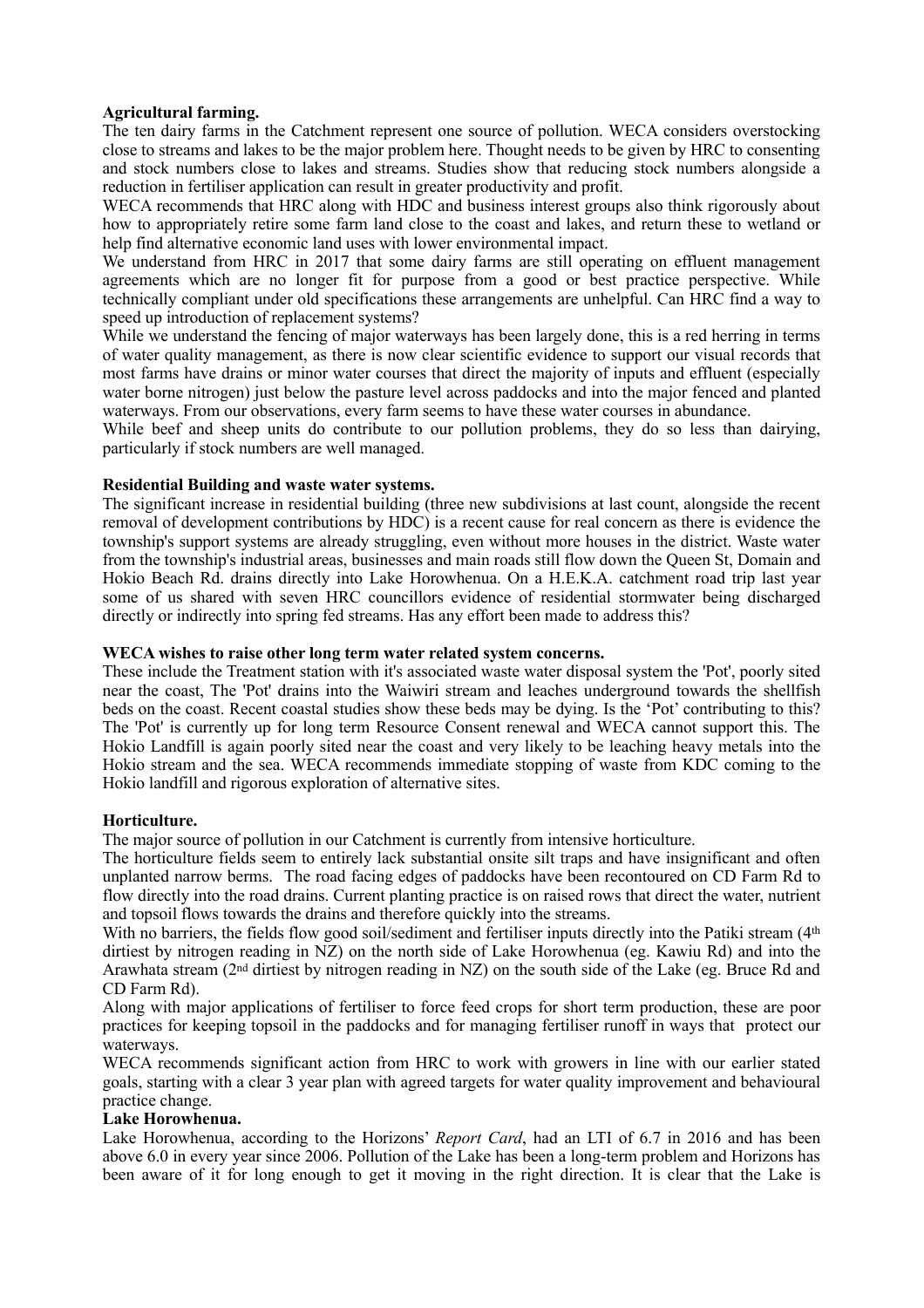**Agricultural farming.**

The ten dairy farms in the Catchment represent one source of pollution. WECA considers overstocking close to streams and lakes to be the major problem here. Thought needs to be given by HRC to consenting and stock numbers close to lakes and streams. Studies show that reducing stock numbers alongside a reduction in fertiliser application can result in greater productivity and profit.

WECA recommends that HRC along with HDC and business interest groups also think rigorously about how to appropriately retire some farm land close to the coast and lakes, and return these to wetland or help find alternative economic land uses with lower environmental impact.

We understand from HRC in 2017 that some dairy farms are still operating on effluent management agreements which are no longer fit for purpose from a good or best practice perspective. While technically compliant under old specifications these arrangements are unhelpful. Can HRC find a way to speed up introduction of replacement systems?

While we understand the fencing of major waterways has been largely done, this is a red herring in terms of water quality management, as there is now clear scientific evidence to support our visual records that most farms have drains or minor water courses that direct the majority of inputs and effluent (especially water borne nitrogen) just below the pasture level across paddocks and into the major fenced and planted waterways. From our observations, every farm seems to have these water courses in abundance.

While beef and sheep units do contribute to our pollution problems, they do so less than dairying, particularly if stock numbers are well managed.

**Residential Building and waste water systems.**

The significant increase in residential building (three new subdivisions at last count, alongside the recent removal of development contributions by HDC) is a recent cause for real concern as there is evidence the township's support systems are already struggling, even without more houses in the district. Waste water from the township's industrial areas, businesses and main roads still flow down the Queen St, Domain and Hokio Beach Rd. drains directly into Lake Horowhenua. On a H.E.K.A. catchment road trip last year some of us shared with seven HRC councillors evidence of residential stormwater being discharged directly or indirectly into spring fed streams. Has any effort been made to address this?

**WECA wishes to raise other long term water related system concerns.**

These include the Treatment station with it's associated waste water disposal system the 'Pot', poorly sited near the coast, The 'Pot' drains into the Waiwiri stream and leaches underground towards the shellfish beds on the coast. Recent coastal studies show these beds may be dying. Is the 'Pot' contributing to this? The 'Pot' is currently up for long term Resource Consent renewal and WECA cannot support this. The Hokio Landfill is again poorly sited near the coast and very likely to be leaching heavy metals into the Hokio stream and the sea. WECA recommends immediate stopping of waste from KDC coming to the Hokio landfill and rigorous exploration of alternative sites.

**Horticulture.**

The major source of pollution in our Catchment is currently from intensive horticulture.

The horticulture fields seem to entirely lack substantial onsite silt traps and have insignificant and often unplanted narrow berms. The road facing edges of paddocks have been recontoured on CD Farm Rd to flow directly into the road drains. Current planting practice is on raised rows that direct the water, nutrient and topsoil flows towards the drains and therefore quickly into the streams.

With no barriers, the fields flow good soil/sediment and fertiliser inputs directly into the Patiki stream (4th dirtiest by nitrogen reading in NZ) on the north side of Lake Horowhenua (eg. Kawiu Rd) and into the Arawhata stream (2nd dirtiest by nitrogen reading in NZ) on the south side of the Lake (eg. Bruce Rd and CD Farm Rd).

Along with major applications of fertiliser to force feed crops for short term production, these are poor practices for keeping topsoil in the paddocks and for managing fertiliser runoff in ways that protect our waterways.

WECA recommends significant action from HRC to work with growers in line with our earlier stated goals, starting with a clear 3 year plan with agreed targets for water quality improvement and behavioural practice change.

**Lake Horowhenua.**

Lake Horowhenua, according to the Horizons' *Report Card*, had an LTI of 6.7 in 2016 and has been above 6.0 in every year since 2006. Pollution of the Lake has been a long-term problem and Horizons has been aware of it for long enough to get it moving in the right direction. It is clear that the Lake is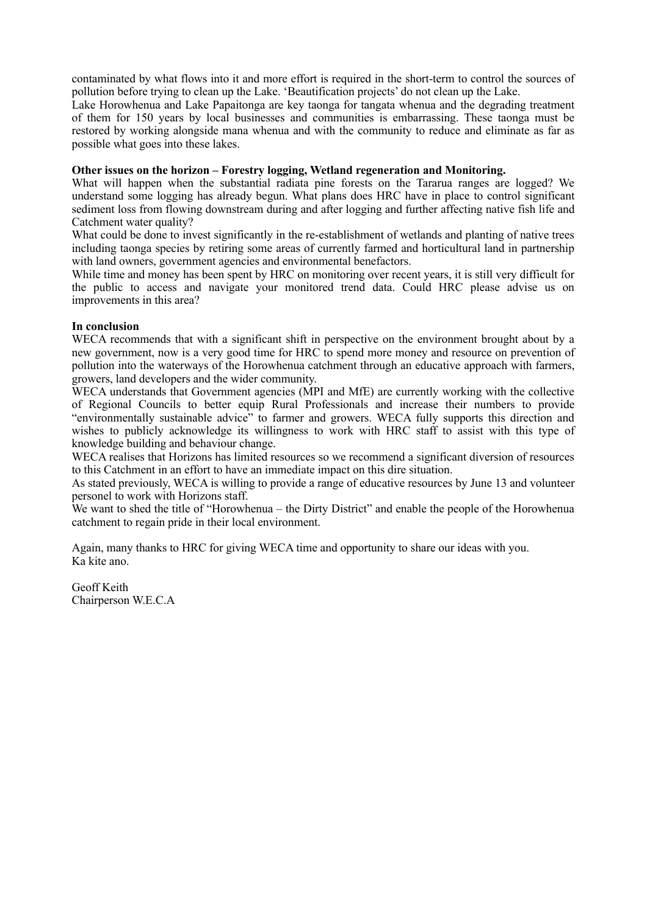contaminated by what flows into it and more effort is required in the short-term to control the sources of pollution before trying to clean up the Lake. 'Beautification projects' do not clean up the Lake.

Lake Horowhenua and Lake Papaitonga are key taonga for tangata whenua and the degrading treatment of them for 150 years by local businesses and communities is embarrassing. These taonga must be restored by working alongside mana whenua and with the community to reduce and eliminate as far as possible what goes into these lakes.

**Other issues on the horizon – Forestry logging, Wetland regeneration and Monitoring.**

What will happen when the substantial radiata pine forests on the Tararua ranges are logged? We understand some logging has already begun. What plans does HRC have in place to control significant sediment loss from flowing downstream during and after logging and further affecting native fish life and Catchment water quality?

What could be done to invest significantly in the re-establishment of wetlands and planting of native trees including taonga species by retiring some areas of currently farmed and horticultural land in partnership with land owners, government agencies and environmental benefactors.

While time and money has been spent by HRC on monitoring over recent years, it is still very difficult for the public to access and navigate your monitored trend data. Could HRC please advise us on improvements in this area?

**In conclusion**

WECA recommends that with a significant shift in perspective on the environment brought about by a new government, now is a very good time for HRC to spend more money and resource on prevention of pollution into the waterways of the Horowhenua catchment through an educative approach with farmers, growers, land developers and the wider community.

WECA understands that Government agencies (MPI and MfE) are currently working with the collective of Regional Councils to better equip Rural Professionals and increase their numbers to provide "environmentally sustainable advice" to farmer and growers. WECA fully supports this direction and wishes to publicly acknowledge its willingness to work with HRC staff to assist with this type of knowledge building and behaviour change.

WECA realises that Horizons has limited resources so we recommend a significant diversion of resources to this Catchment in an effort to have an immediate impact on this dire situation.

As stated previously, WECA is willing to provide a range of educative resources by June 13 and volunteer personel to work with Horizons staff.

We want to shed the title of "Horowhenua – the Dirty District" and enable the people of the Horowhenua catchment to regain pride in their local environment.

Again, many thanks to HRC for giving WECA time and opportunity to share our ideas with you.
Ka kite ano.

Geoff Keith
Chairperson W.E.C.A